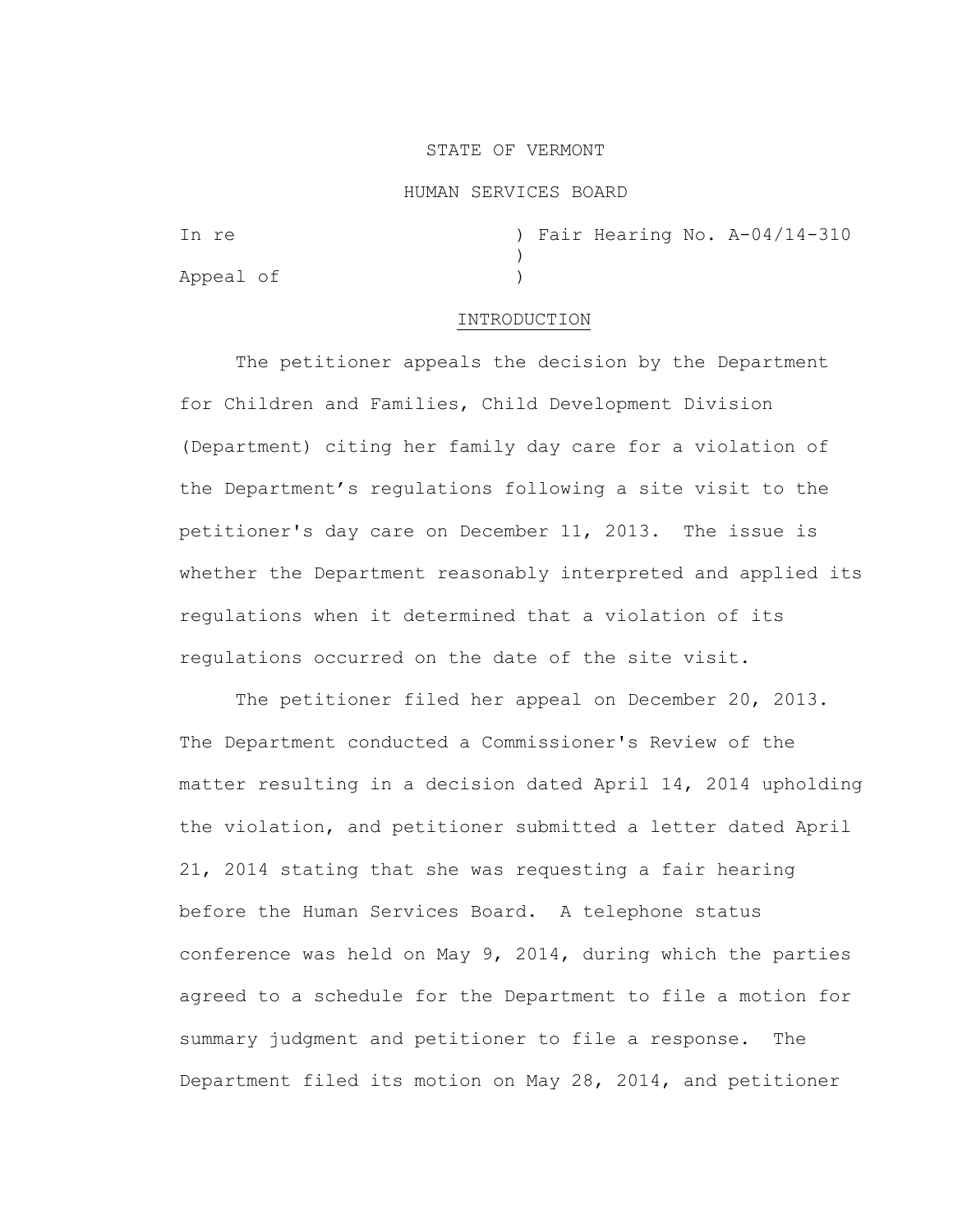STATE OF VERMONT

HUMAN SERVICES BOARD

In re ) Fair Hearing No. A-04/14-310
)
Appeal of )

INTRODUCTION

The petitioner appeals the decision by the Department for Children and Families, Child Development Division (Department) citing her family day care for a violation of the Department's regulations following a site visit to the petitioner's day care on December 11, 2013. The issue is whether the Department reasonably interpreted and applied its regulations when it determined that a violation of its regulations occurred on the date of the site visit.

The petitioner filed her appeal on December 20, 2013. The Department conducted a Commissioner's Review of the matter resulting in a decision dated April 14, 2014 upholding the violation, and petitioner submitted a letter dated April 21, 2014 stating that she was requesting a fair hearing before the Human Services Board. A telephone status conference was held on May 9, 2014, during which the parties agreed to a schedule for the Department to file a motion for summary judgment and petitioner to file a response. The Department filed its motion on May 28, 2014, and petitioner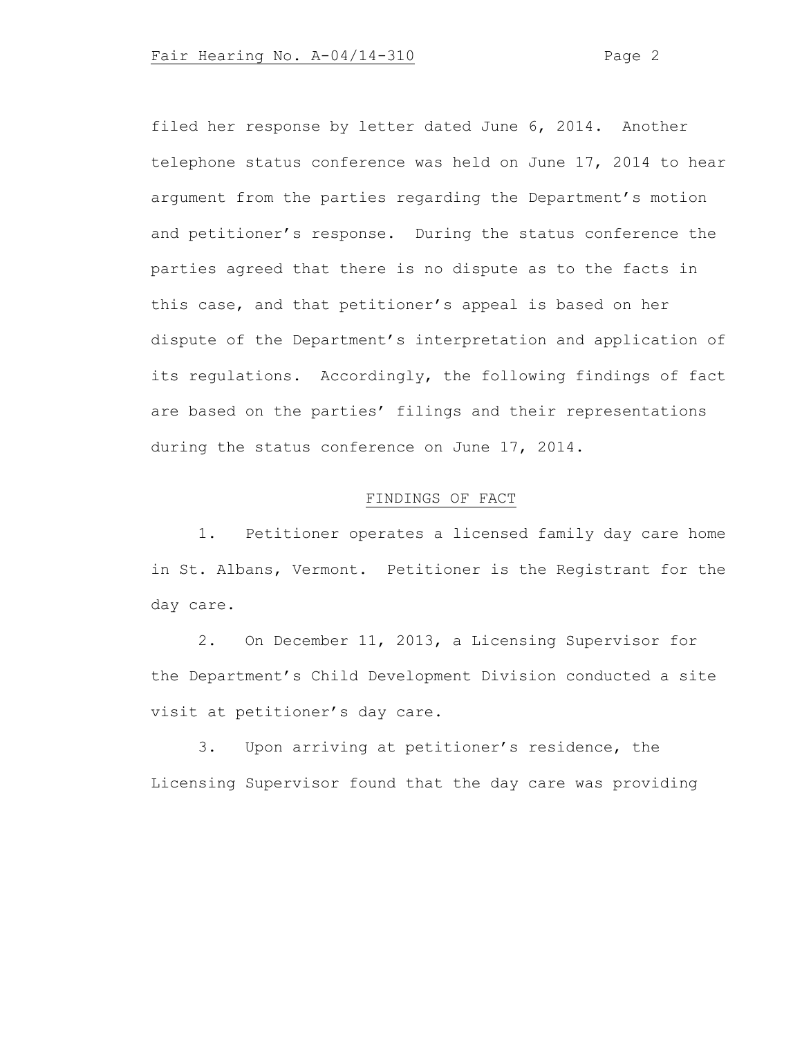filed her response by letter dated June 6, 2014. Another telephone status conference was held on June 17, 2014 to hear argument from the parties regarding the Department's motion and petitioner's response. During the status conference the parties agreed that there is no dispute as to the facts in this case, and that petitioner's appeal is based on her dispute of the Department's interpretation and application of its regulations. Accordingly, the following findings of fact are based on the parties' filings and their representations during the status conference on June 17, 2014.

## FINDINGS OF FACT

1. Petitioner operates a licensed family day care home in St. Albans, Vermont. Petitioner is the Registrant for the day care.

2. On December 11, 2013, a Licensing Supervisor for the Department's Child Development Division conducted a site visit at petitioner's day care.

3. Upon arriving at petitioner's residence, the Licensing Supervisor found that the day care was providing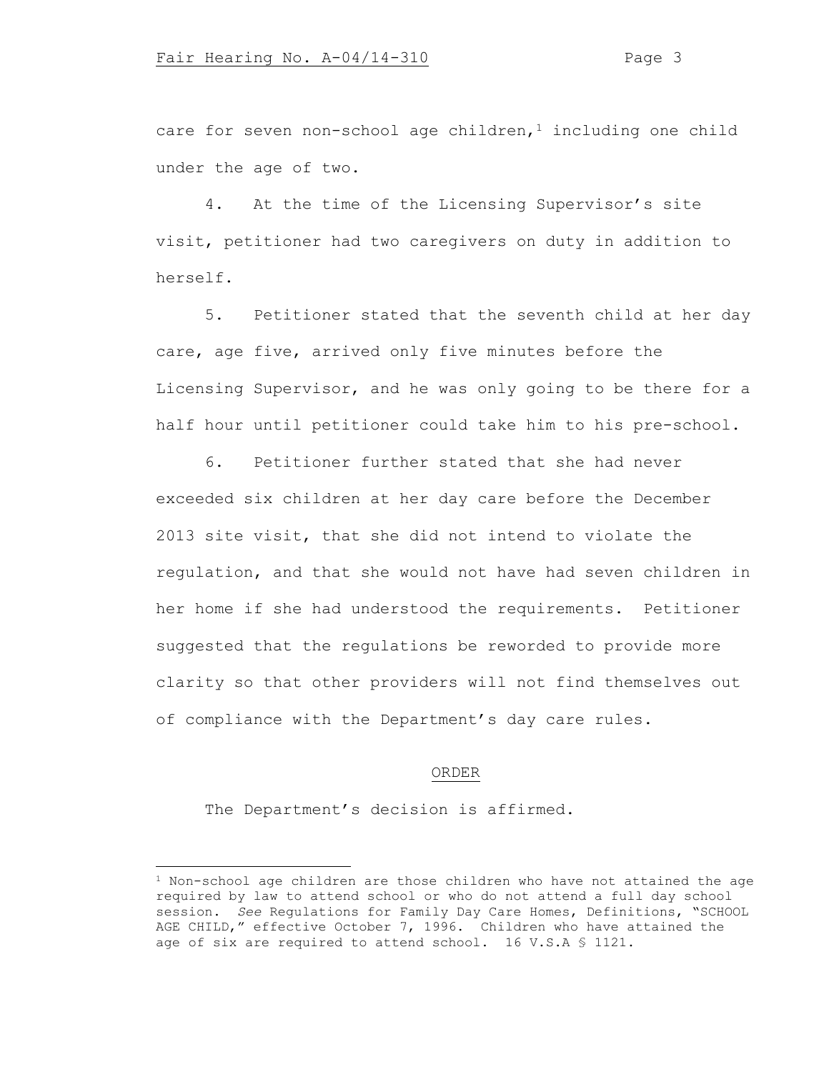care for seven non-school age children,[1] including one child under the age of two.

4. At the time of the Licensing Supervisor's site visit, petitioner had two caregivers on duty in addition to herself.

5. Petitioner stated that the seventh child at her day care, age five, arrived only five minutes before the Licensing Supervisor, and he was only going to be there for a half hour until petitioner could take him to his pre-school.

6. Petitioner further stated that she had never exceeded six children at her day care before the December 2013 site visit, that she did not intend to violate the regulation, and that she would not have had seven children in her home if she had understood the requirements. Petitioner suggested that the regulations be reworded to provide more clarity so that other providers will not find themselves out of compliance with the Department's day care rules.

## ORDER

The Department's decision is affirmed.

---

[1] Non-school age children are those children who have not attained the age required by law to attend school or who do not attend a full day school session. *See* Regulations for Family Day Care Homes, Definitions, "SCHOOL AGE CHILD," effective October 7, 1996. Children who have attained the age of six are required to attend school. 16 V.S.A § 1121.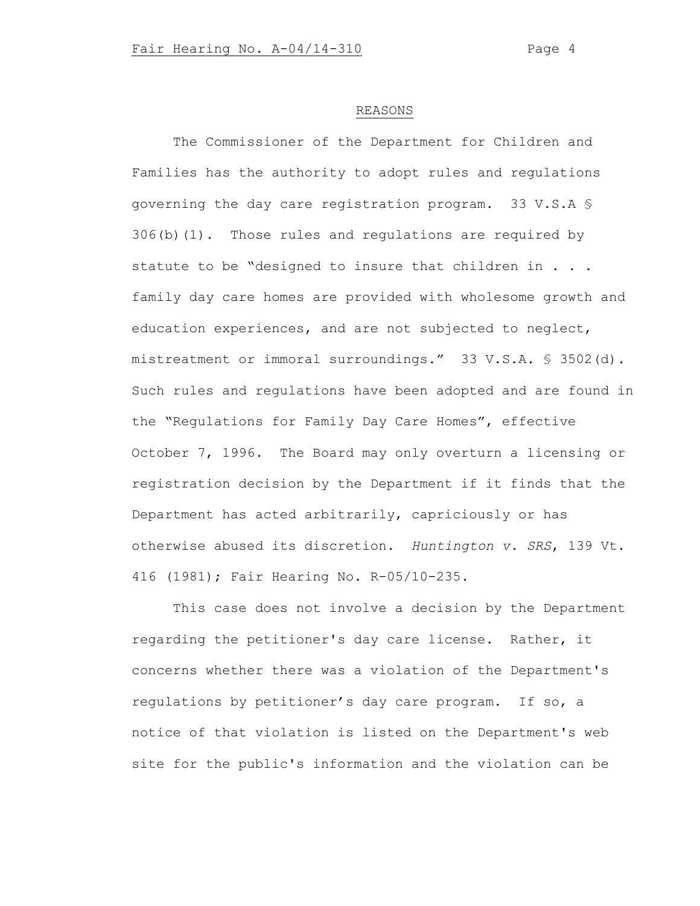## REASONS

The Commissioner of the Department for Children and Families has the authority to adopt rules and regulations governing the day care registration program. 33 V.S.A § 306(b)(1). Those rules and regulations are required by statute to be "designed to insure that children in . . . family day care homes are provided with wholesome growth and education experiences, and are not subjected to neglect, mistreatment or immoral surroundings." 33 V.S.A. § 3502(d). Such rules and regulations have been adopted and are found in the "Regulations for Family Day Care Homes", effective October 7, 1996. The Board may only overturn a licensing or registration decision by the Department if it finds that the Department has acted arbitrarily, capriciously or has otherwise abused its discretion. *Huntington v. SRS*, 139 Vt. 416 (1981); Fair Hearing No. R-05/10-235.

This case does not involve a decision by the Department regarding the petitioner's day care license. Rather, it concerns whether there was a violation of the Department's regulations by petitioner's day care program. If so, a notice of that violation is listed on the Department's web site for the public's information and the violation can be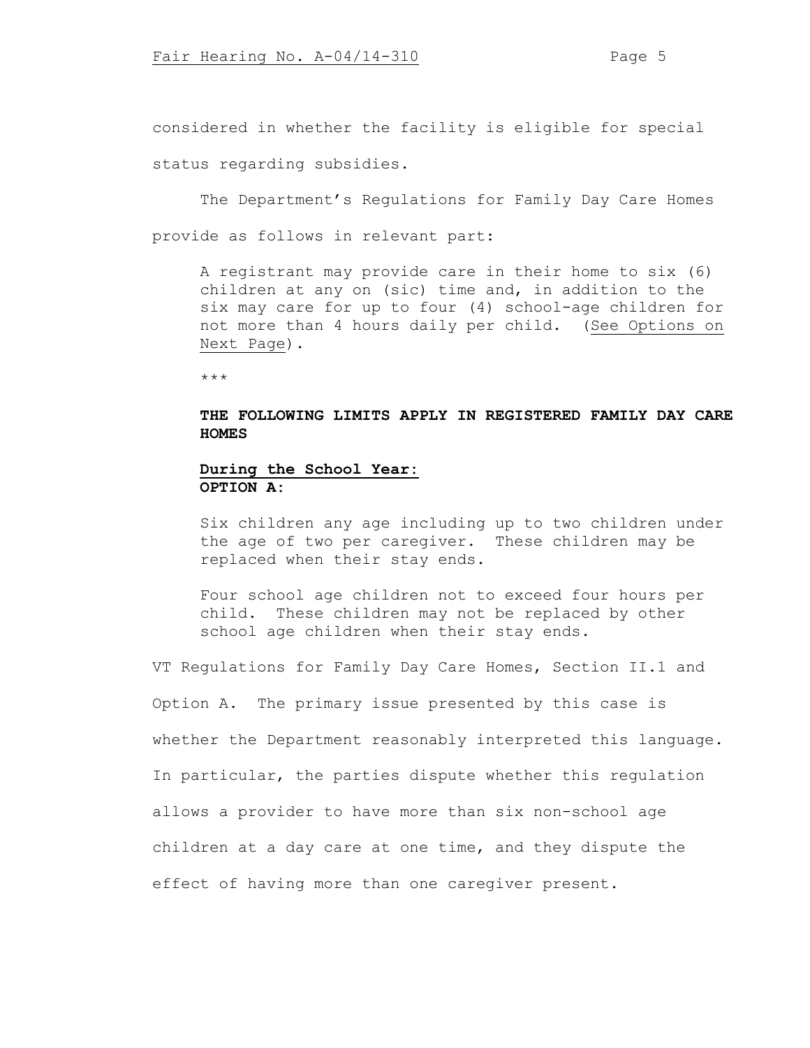considered in whether the facility is eligible for special status regarding subsidies.

The Department's Regulations for Family Day Care Homes provide as follows in relevant part:

> A registrant may provide care in their home to six (6) children at any on (sic) time and, in addition to the six may care for up to four (4) school-age children for not more than 4 hours daily per child. (<u>See Options on Next Page</u>).
>
> \*\*\*
>
> **THE FOLLOWING LIMITS APPLY IN REGISTERED FAMILY DAY CARE HOMES**
>
> **<u>During the School Year:</u>**
> **OPTION A:**
>
> Six children any age including up to two children under the age of two per caregiver. These children may be replaced when their stay ends.
>
> Four school age children not to exceed four hours per child. These children may not be replaced by other school age children when their stay ends.

VT Regulations for Family Day Care Homes, Section II.1 and Option A. The primary issue presented by this case is whether the Department reasonably interpreted this language. In particular, the parties dispute whether this regulation allows a provider to have more than six non-school age children at a day care at one time, and they dispute the effect of having more than one caregiver present.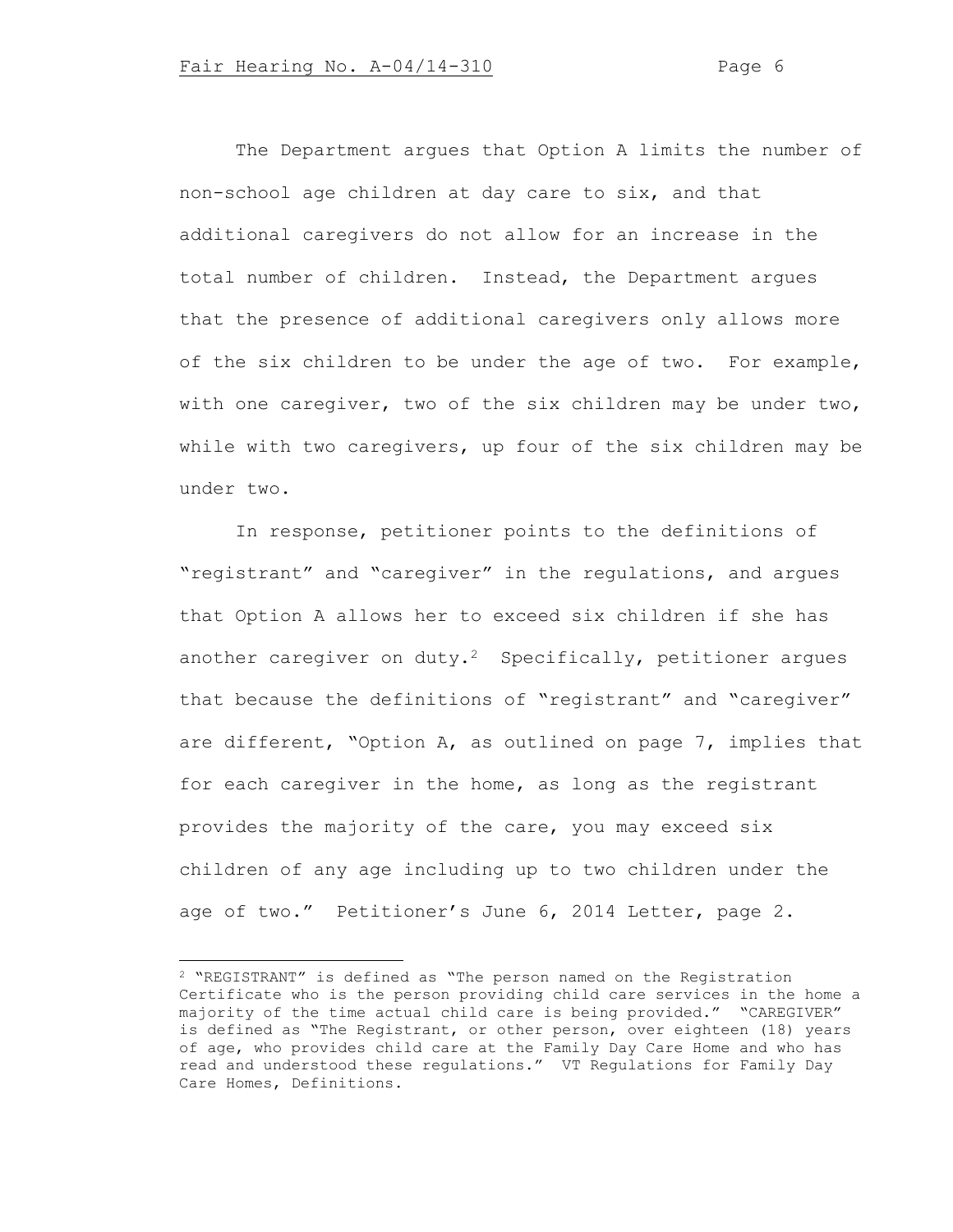The Department argues that Option A limits the number of non-school age children at day care to six, and that additional caregivers do not allow for an increase in the total number of children. Instead, the Department argues that the presence of additional caregivers only allows more of the six children to be under the age of two. For example, with one caregiver, two of the six children may be under two, while with two caregivers, up four of the six children may be under two.

In response, petitioner points to the definitions of "registrant" and "caregiver" in the regulations, and argues that Option A allows her to exceed six children if she has another caregiver on duty.[2] Specifically, petitioner argues that because the definitions of "registrant" and "caregiver" are different, "Option A, as outlined on page 7, implies that for each caregiver in the home, as long as the registrant provides the majority of the care, you may exceed six children of any age including up to two children under the age of two." Petitioner's June 6, 2014 Letter, page 2.

---

[2] "REGISTRANT" is defined as "The person named on the Registration Certificate who is the person providing child care services in the home a majority of the time actual child care is being provided." "CAREGIVER" is defined as "The Registrant, or other person, over eighteen (18) years of age, who provides child care at the Family Day Care Home and who has read and understood these regulations." VT Regulations for Family Day Care Homes, Definitions.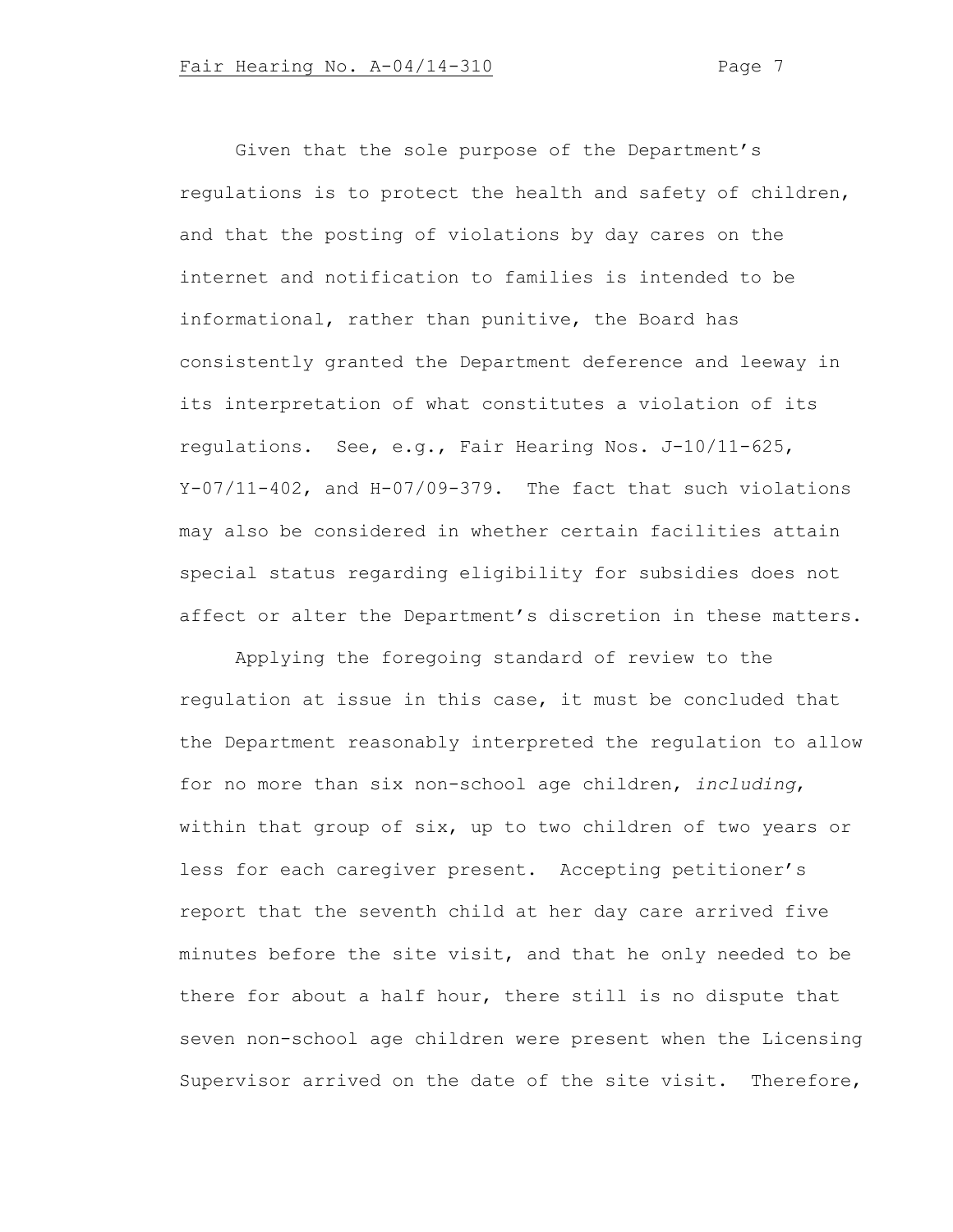Given that the sole purpose of the Department's regulations is to protect the health and safety of children, and that the posting of violations by day cares on the internet and notification to families is intended to be informational, rather than punitive, the Board has consistently granted the Department deference and leeway in its interpretation of what constitutes a violation of its regulations. See, e.g., Fair Hearing Nos. J-10/11-625, Y-07/11-402, and H-07/09-379. The fact that such violations may also be considered in whether certain facilities attain special status regarding eligibility for subsidies does not affect or alter the Department's discretion in these matters.

Applying the foregoing standard of review to the regulation at issue in this case, it must be concluded that the Department reasonably interpreted the regulation to allow for no more than six non-school age children, *including*, within that group of six, up to two children of two years or less for each caregiver present. Accepting petitioner's report that the seventh child at her day care arrived five minutes before the site visit, and that he only needed to be there for about a half hour, there still is no dispute that seven non-school age children were present when the Licensing Supervisor arrived on the date of the site visit. Therefore,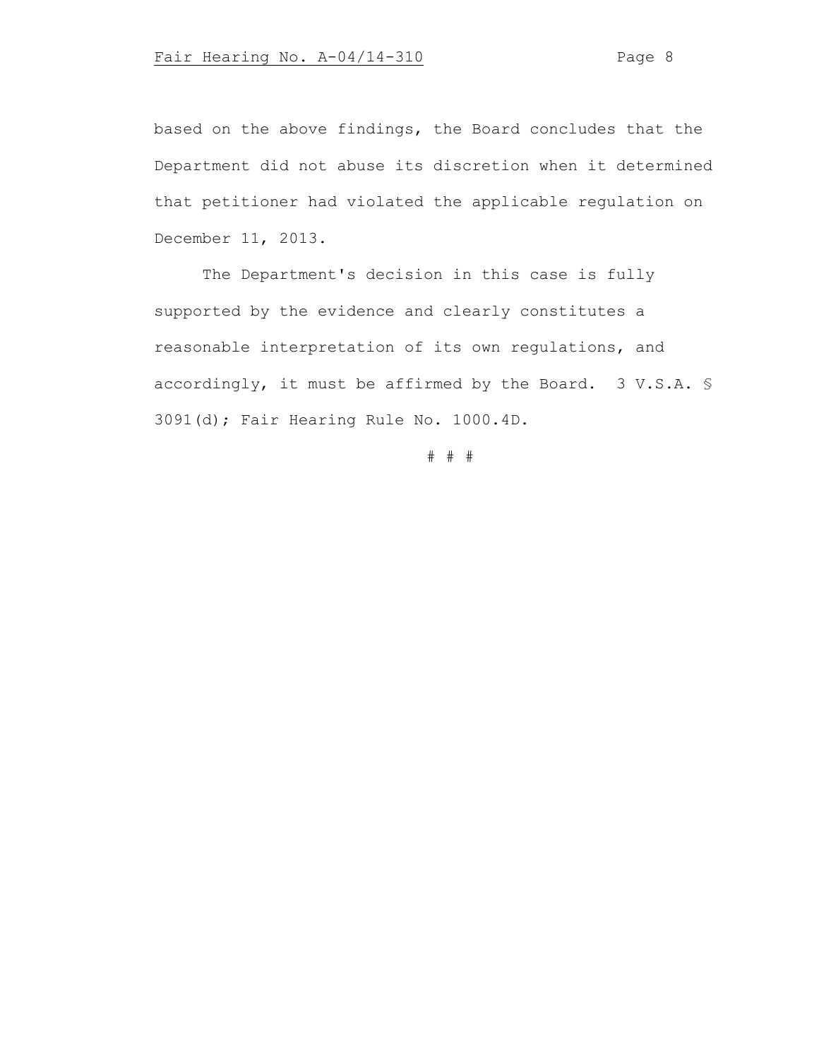based on the above findings, the Board concludes that the Department did not abuse its discretion when it determined that petitioner had violated the applicable regulation on December 11, 2013.

The Department's decision in this case is fully supported by the evidence and clearly constitutes a reasonable interpretation of its own regulations, and accordingly, it must be affirmed by the Board. 3 V.S.A. § 3091(d); Fair Hearing Rule No. 1000.4D.

# # #